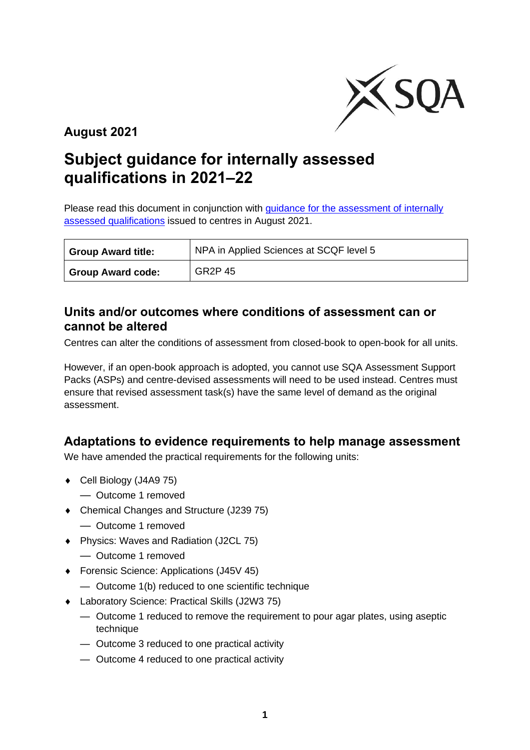**August 2021**

# Subject guidance for internally assessed qualifications in 2021–22

Please read this document in conjunction with [guidance for the assessment of internally assessed qualifications](guidance for the assessment of internally assessed qualifications) issued to centres in August 2021.

| **Group Award title:** | NPA in Applied Sciences at SCQF level 5 |
|---|---|
| **Group Award code:** | GR2P 45 |

## Units and/or outcomes where conditions of assessment can or cannot be altered

Centres can alter the conditions of assessment from closed-book to open-book for all units.

However, if an open-book approach is adopted, you cannot use SQA Assessment Support Packs (ASPs) and centre-devised assessments will need to be used instead. Centres must ensure that revised assessment task(s) have the same level of demand as the original assessment.

## Adaptations to evidence requirements to help manage assessment

We have amended the practical requirements for the following units:

- Cell Biology (J4A9 75)
  - Outcome 1 removed
- Chemical Changes and Structure (J239 75)
  - Outcome 1 removed
- Physics: Waves and Radiation (J2CL 75)
  - Outcome 1 removed
- Forensic Science: Applications (J45V 45)
  - Outcome 1(b) reduced to one scientific technique
- Laboratory Science: Practical Skills (J2W3 75)
  - Outcome 1 reduced to remove the requirement to pour agar plates, using aseptic technique
  - Outcome 3 reduced to one practical activity
  - Outcome 4 reduced to one practical activity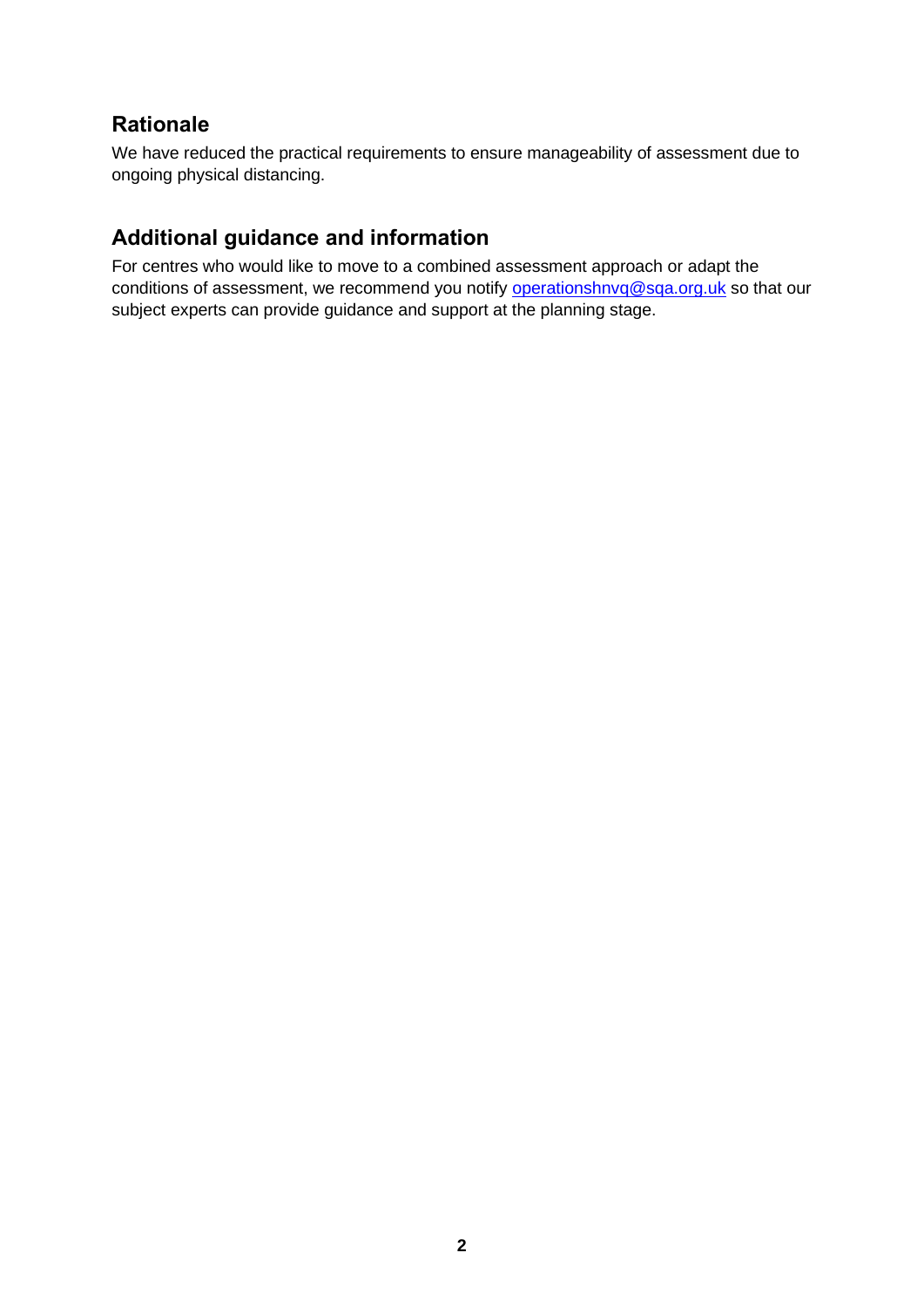## Rationale

We have reduced the practical requirements to ensure manageability of assessment due to ongoing physical distancing.

## Additional guidance and information

For centres who would like to move to a combined assessment approach or adapt the conditions of assessment, we recommend you notify [operationshnvq@sqa.org.uk](mailto:operationshnvq@sqa.org.uk) so that our subject experts can provide guidance and support at the planning stage.